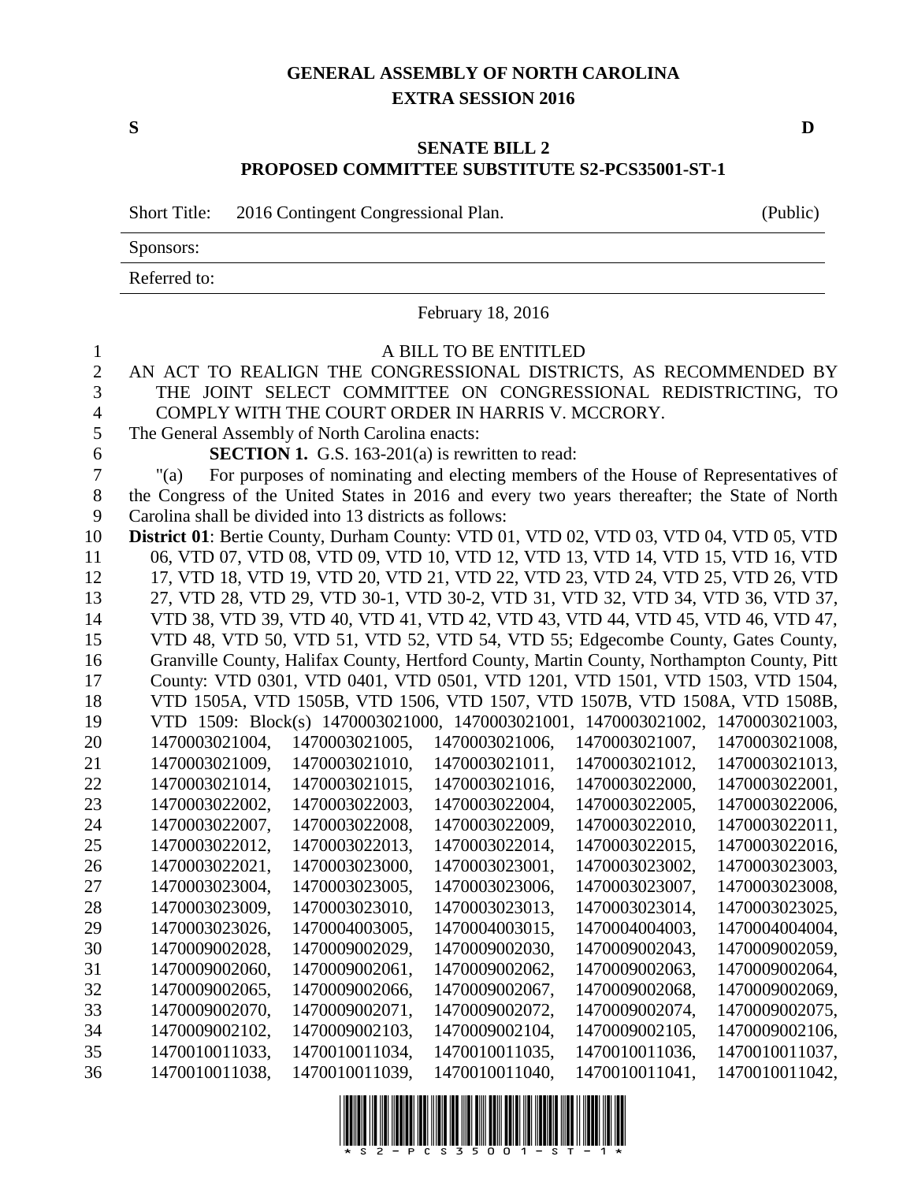# GENERAL ASSEMBLY OF NORTH CAROLINA
## EXTRA SESSION 2016

S D

## SENATE BILL 2
## PROPOSED COMMITTEE SUBSTITUTE S2-PCS35001-ST-1

Short Title: 2016 Contingent Congressional Plan. (Public)

Sponsors:

Referred to:

February 18, 2016

A BILL TO BE ENTITLED

AN ACT TO REALIGN THE CONGRESSIONAL DISTRICTS, AS RECOMMENDED BY THE JOINT SELECT COMMITTEE ON CONGRESSIONAL REDISTRICTING, TO COMPLY WITH THE COURT ORDER IN HARRIS V. MCCRORY.

The General Assembly of North Carolina enacts:

**SECTION 1.** G.S. 163-201(a) is rewritten to read:

"(a) For purposes of nominating and electing members of the House of Representatives of the Congress of the United States in 2016 and every two years thereafter; the State of North Carolina shall be divided into 13 districts as follows:

**District 01**: Bertie County, Durham County: VTD 01, VTD 02, VTD 03, VTD 04, VTD 05, VTD 06, VTD 07, VTD 08, VTD 09, VTD 10, VTD 12, VTD 13, VTD 14, VTD 15, VTD 16, VTD 17, VTD 18, VTD 19, VTD 20, VTD 21, VTD 22, VTD 23, VTD 24, VTD 25, VTD 26, VTD 27, VTD 28, VTD 29, VTD 30-1, VTD 30-2, VTD 31, VTD 32, VTD 34, VTD 36, VTD 37, VTD 38, VTD 39, VTD 40, VTD 41, VTD 42, VTD 43, VTD 44, VTD 45, VTD 46, VTD 47, VTD 48, VTD 50, VTD 51, VTD 52, VTD 54, VTD 55; Edgecombe County, Gates County, Granville County, Halifax County, Hertford County, Martin County, Northampton County, Pitt County: VTD 0301, VTD 0401, VTD 0501, VTD 1201, VTD 1501, VTD 1503, VTD 1504, VTD 1505A, VTD 1505B, VTD 1506, VTD 1507, VTD 1507B, VTD 1508A, VTD 1508B, VTD 1509: Block(s) 1470003021000, 1470003021001, 1470003021002, 1470003021003, 1470003021004, 1470003021005, 1470003021006, 1470003021007, 1470003021008, 1470003021009, 1470003021010, 1470003021011, 1470003021012, 1470003021013, 1470003021014, 1470003021015, 1470003021016, 1470003022000, 1470003022001, 1470003022002, 1470003022003, 1470003022004, 1470003022005, 1470003022006, 1470003022007, 1470003022008, 1470003022009, 1470003022010, 1470003022011, 1470003022012, 1470003022013, 1470003022014, 1470003022015, 1470003022016, 1470003022021, 1470003023000, 1470003023001, 1470003023002, 1470003023003, 1470003023004, 1470003023005, 1470003023006, 1470003023007, 1470003023008, 1470003023009, 1470003023010, 1470003023013, 1470003023014, 1470003023025, 1470003023026, 1470004003005, 1470004003015, 1470004004003, 1470004004004, 1470009002028, 1470009002029, 1470009002030, 1470009002043, 1470009002059, 1470009002060, 1470009002061, 1470009002062, 1470009002063, 1470009002064, 1470009002065, 1470009002066, 1470009002067, 1470009002068, 1470009002069, 1470009002070, 1470009002071, 1470009002072, 1470009002074, 1470009002075, 1470009002102, 1470009002103, 1470009002104, 1470009002105, 1470009002106, 1470010011033, 1470010011034, 1470010011035, 1470010011036, 1470010011037, 1470010011038, 1470010011039, 1470010011040, 1470010011041, 1470010011042,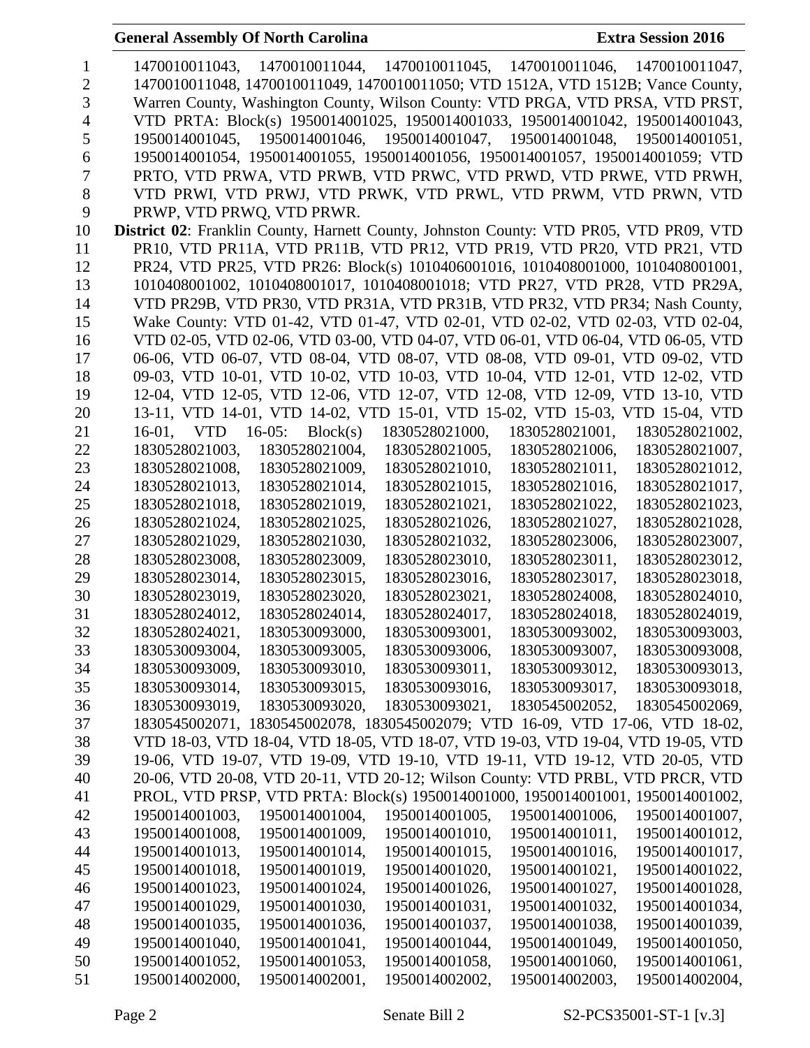1470010011043, 1470010011044, 1470010011045, 1470010011046, 1470010011047, 1470010011048, 1470010011049, 1470010011050; VTD 1512A, VTD 1512B; Vance County, Warren County, Washington County, Wilson County: VTD PRGA, VTD PRSA, VTD PRST, VTD PRTA: Block(s) 1950014001025, 1950014001033, 1950014001042, 1950014001043, 1950014001045, 1950014001046, 1950014001047, 1950014001048, 1950014001051, 1950014001054, 1950014001055, 1950014001056, 1950014001057, 1950014001059; VTD PRTO, VTD PRWA, VTD PRWB, VTD PRWC, VTD PRWD, VTD PRWE, VTD PRWH, VTD PRWI, VTD PRWJ, VTD PRWK, VTD PRWL, VTD PRWM, VTD PRWN, VTD PRWP, VTD PRWQ, VTD PRWR.

**District 02**: Franklin County, Harnett County, Johnston County: VTD PR05, VTD PR09, VTD PR10, VTD PR11A, VTD PR11B, VTD PR12, VTD PR19, VTD PR20, VTD PR21, VTD PR24, VTD PR25, VTD PR26: Block(s) 1010406001016, 1010408001000, 1010408001001, 1010408001002, 1010408001017, 1010408001018; VTD PR27, VTD PR28, VTD PR29A, VTD PR29B, VTD PR30, VTD PR31A, VTD PR31B, VTD PR32, VTD PR34; Nash County, Wake County: VTD 01-42, VTD 01-47, VTD 02-01, VTD 02-02, VTD 02-03, VTD 02-04, VTD 02-05, VTD 02-06, VTD 03-00, VTD 04-07, VTD 06-01, VTD 06-04, VTD 06-05, VTD 06-06, VTD 06-07, VTD 08-04, VTD 08-07, VTD 08-08, VTD 09-01, VTD 09-02, VTD 09-03, VTD 10-01, VTD 10-02, VTD 10-03, VTD 10-04, VTD 12-01, VTD 12-02, VTD 12-04, VTD 12-05, VTD 12-06, VTD 12-07, VTD 12-08, VTD 12-09, VTD 13-10, VTD 13-11, VTD 14-01, VTD 14-02, VTD 15-01, VTD 15-02, VTD 15-03, VTD 15-04, VTD 16-01, VTD 16-05: Block(s) 1830528021000, 1830528021001, 1830528021002, 1830528021003, 1830528021004, 1830528021005, 1830528021006, 1830528021007, 1830528021008, 1830528021009, 1830528021010, 1830528021011, 1830528021012, 1830528021013, 1830528021014, 1830528021015, 1830528021016, 1830528021017, 1830528021018, 1830528021019, 1830528021021, 1830528021022, 1830528021023, 1830528021024, 1830528021025, 1830528021026, 1830528021027, 1830528021028, 1830528021029, 1830528021030, 1830528021032, 1830528023006, 1830528023007, 1830528023008, 1830528023009, 1830528023010, 1830528023011, 1830528023012, 1830528023014, 1830528023015, 1830528023016, 1830528023017, 1830528023018, 1830528023019, 1830528023020, 1830528023021, 1830528024008, 1830528024010, 1830528024012, 1830528024014, 1830528024017, 1830528024018, 1830528024019, 1830528024021, 1830530093000, 1830530093001, 1830530093002, 1830530093003, 1830530093004, 1830530093005, 1830530093006, 1830530093007, 1830530093008, 1830530093009, 1830530093010, 1830530093011, 1830530093012, 1830530093013, 1830530093014, 1830530093015, 1830530093016, 1830530093017, 1830530093018, 1830530093019, 1830530093020, 1830530093021, 1830545002052, 1830545002069, 1830545002071, 1830545002078, 1830545002079; VTD 16-09, VTD 17-06, VTD 18-02, VTD 18-03, VTD 18-04, VTD 18-05, VTD 18-07, VTD 19-03, VTD 19-04, VTD 19-05, VTD 19-06, VTD 19-07, VTD 19-09, VTD 19-10, VTD 19-11, VTD 19-12, VTD 20-05, VTD 20-06, VTD 20-08, VTD 20-11, VTD 20-12; Wilson County: VTD PRBL, VTD PRCR, VTD PROL, VTD PRSP, VTD PRTA: Block(s) 1950014001000, 1950014001001, 1950014001002, 1950014001003, 1950014001004, 1950014001005, 1950014001006, 1950014001007, 1950014001008, 1950014001009, 1950014001010, 1950014001011, 1950014001012, 1950014001013, 1950014001014, 1950014001015, 1950014001016, 1950014001017, 1950014001018, 1950014001019, 1950014001020, 1950014001021, 1950014001022, 1950014001023, 1950014001024, 1950014001026, 1950014001027, 1950014001028, 1950014001029, 1950014001030, 1950014001031, 1950014001032, 1950014001034, 1950014001035, 1950014001036, 1950014001037, 1950014001038, 1950014001039, 1950014001040, 1950014001041, 1950014001044, 1950014001049, 1950014001050, 1950014001052, 1950014001053, 1950014001058, 1950014001060, 1950014001061, 1950014002000, 1950014002001, 1950014002002, 1950014002003, 1950014002004,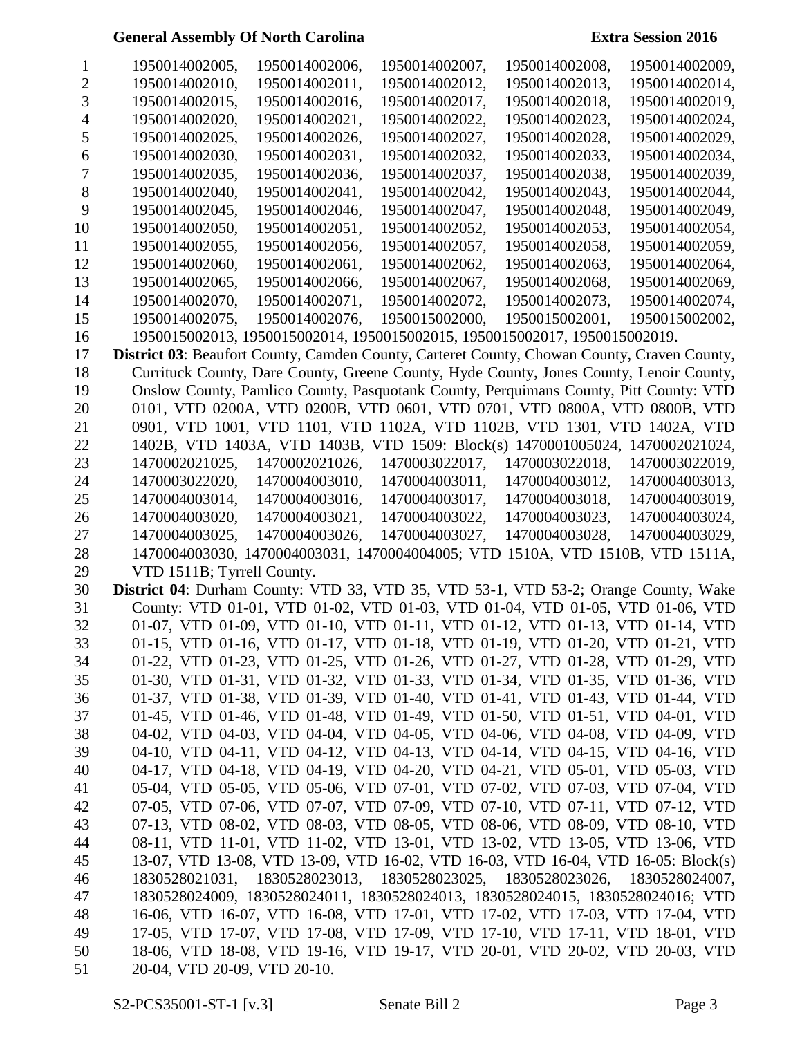1950014002005, 1950014002006, 1950014002007, 1950014002008, 1950014002009, 1950014002010, 1950014002011, 1950014002012, 1950014002013, 1950014002014, 1950014002015, 1950014002016, 1950014002017, 1950014002018, 1950014002019, 1950014002020, 1950014002021, 1950014002022, 1950014002023, 1950014002024, 1950014002025, 1950014002026, 1950014002027, 1950014002028, 1950014002029, 1950014002030, 1950014002031, 1950014002032, 1950014002033, 1950014002034, 1950014002035, 1950014002036, 1950014002037, 1950014002038, 1950014002039, 1950014002040, 1950014002041, 1950014002042, 1950014002043, 1950014002044, 1950014002045, 1950014002046, 1950014002047, 1950014002048, 1950014002049, 1950014002050, 1950014002051, 1950014002052, 1950014002053, 1950014002054, 1950014002055, 1950014002056, 1950014002057, 1950014002058, 1950014002059, 1950014002060, 1950014002061, 1950014002062, 1950014002063, 1950014002064, 1950014002065, 1950014002066, 1950014002067, 1950014002068, 1950014002069, 1950014002070, 1950014002071, 1950014002072, 1950014002073, 1950014002074, 1950014002075, 1950014002076, 1950015002000, 1950015002001, 1950015002002, 1950015002013, 1950015002014, 1950015002015, 1950015002017, 1950015002019.

**District 03**: Beaufort County, Camden County, Carteret County, Chowan County, Craven County, Currituck County, Dare County, Greene County, Hyde County, Jones County, Lenoir County, Onslow County, Pamlico County, Pasquotank County, Perquimans County, Pitt County: VTD 0101, VTD 0200A, VTD 0200B, VTD 0601, VTD 0701, VTD 0800A, VTD 0800B, VTD 0901, VTD 1001, VTD 1101, VTD 1102A, VTD 1102B, VTD 1301, VTD 1402A, VTD 1402B, VTD 1403A, VTD 1403B, VTD 1509: Block(s) 1470001005024, 1470002021024, 1470002021025, 1470002021026, 1470003022017, 1470003022018, 1470003022019, 1470003022020, 1470004003010, 1470004003011, 1470004003012, 1470004003013, 1470004003014, 1470004003016, 1470004003017, 1470004003018, 1470004003019, 1470004003020, 1470004003021, 1470004003022, 1470004003023, 1470004003024, 1470004003025, 1470004003026, 1470004003027, 1470004003028, 1470004003029, 1470004003030, 1470004003031, 1470004004005; VTD 1510A, VTD 1510B, VTD 1511A, VTD 1511B; Tyrrell County.

**District 04**: Durham County: VTD 33, VTD 35, VTD 53-1, VTD 53-2; Orange County, Wake County: VTD 01-01, VTD 01-02, VTD 01-03, VTD 01-04, VTD 01-05, VTD 01-06, VTD 01-07, VTD 01-09, VTD 01-10, VTD 01-11, VTD 01-12, VTD 01-13, VTD 01-14, VTD 01-15, VTD 01-16, VTD 01-17, VTD 01-18, VTD 01-19, VTD 01-20, VTD 01-21, VTD 01-22, VTD 01-23, VTD 01-25, VTD 01-26, VTD 01-27, VTD 01-28, VTD 01-29, VTD 01-30, VTD 01-31, VTD 01-32, VTD 01-33, VTD 01-34, VTD 01-35, VTD 01-36, VTD 01-37, VTD 01-38, VTD 01-39, VTD 01-40, VTD 01-41, VTD 01-43, VTD 01-44, VTD 01-45, VTD 01-46, VTD 01-48, VTD 01-49, VTD 01-50, VTD 01-51, VTD 04-01, VTD 04-02, VTD 04-03, VTD 04-04, VTD 04-05, VTD 04-06, VTD 04-08, VTD 04-09, VTD 04-10, VTD 04-11, VTD 04-12, VTD 04-13, VTD 04-14, VTD 04-15, VTD 04-16, VTD 04-17, VTD 04-18, VTD 04-19, VTD 04-20, VTD 04-21, VTD 05-01, VTD 05-03, VTD 05-04, VTD 05-05, VTD 05-06, VTD 07-01, VTD 07-02, VTD 07-03, VTD 07-04, VTD 07-05, VTD 07-06, VTD 07-07, VTD 07-09, VTD 07-10, VTD 07-11, VTD 07-12, VTD 07-13, VTD 08-02, VTD 08-03, VTD 08-05, VTD 08-06, VTD 08-09, VTD 08-10, VTD 08-11, VTD 11-01, VTD 11-02, VTD 13-01, VTD 13-02, VTD 13-05, VTD 13-06, VTD 13-07, VTD 13-08, VTD 13-09, VTD 16-02, VTD 16-03, VTD 16-04, VTD 16-05: Block(s) 1830528021031, 1830528023013, 1830528023025, 1830528023026, 1830528024007, 1830528024009, 1830528024011, 1830528024013, 1830528024015, 1830528024016; VTD 16-06, VTD 16-07, VTD 16-08, VTD 17-01, VTD 17-02, VTD 17-03, VTD 17-04, VTD 17-05, VTD 17-07, VTD 17-08, VTD 17-09, VTD 17-10, VTD 17-11, VTD 18-01, VTD 18-06, VTD 18-08, VTD 19-16, VTD 19-17, VTD 20-01, VTD 20-02, VTD 20-03, VTD 20-04, VTD 20-09, VTD 20-10.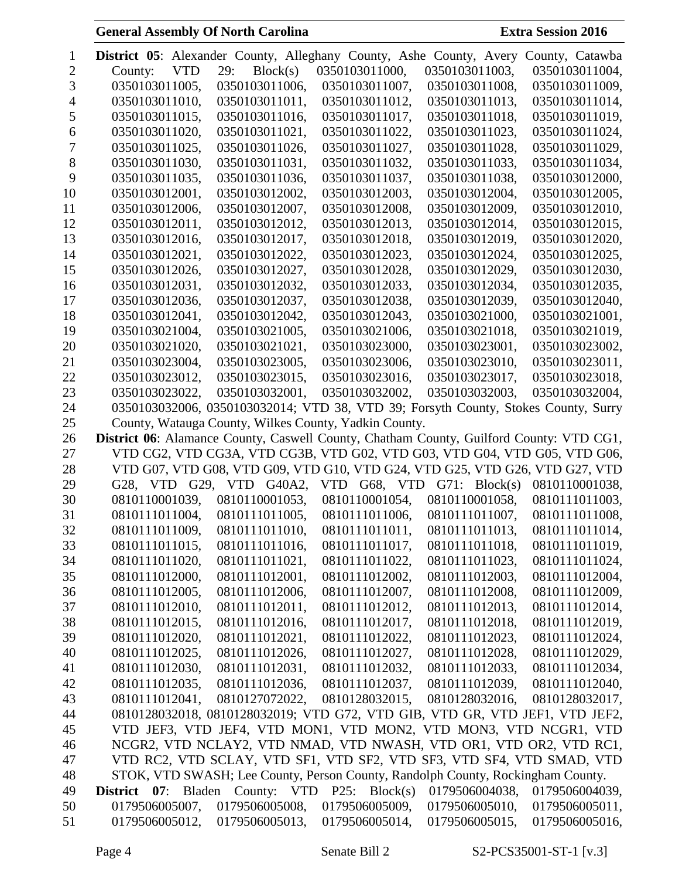**District 05**: Alexander County, Alleghany County, Ashe County, Avery County, Catawba County: VTD 29: Block(s) 0350103011000, 0350103011003, 0350103011004, 0350103011005, 0350103011006, 0350103011007, 0350103011008, 0350103011009, 0350103011010, 0350103011011, 0350103011012, 0350103011013, 0350103011014, 0350103011015, 0350103011016, 0350103011017, 0350103011018, 0350103011019, 0350103011020, 0350103011021, 0350103011022, 0350103011023, 0350103011024, 0350103011025, 0350103011026, 0350103011027, 0350103011028, 0350103011029, 0350103011030, 0350103011031, 0350103011032, 0350103011033, 0350103011034, 0350103011035, 0350103011036, 0350103011037, 0350103011038, 0350103012000, 0350103012001, 0350103012002, 0350103012003, 0350103012004, 0350103012005, 0350103012006, 0350103012007, 0350103012008, 0350103012009, 0350103012010, 0350103012011, 0350103012012, 0350103012013, 0350103012014, 0350103012015, 0350103012016, 0350103012017, 0350103012018, 0350103012019, 0350103012020, 0350103012021, 0350103012022, 0350103012023, 0350103012024, 0350103012025, 0350103012026, 0350103012027, 0350103012028, 0350103012029, 0350103012030, 0350103012031, 0350103012032, 0350103012033, 0350103012034, 0350103012035, 0350103012036, 0350103012037, 0350103012038, 0350103012039, 0350103012040, 0350103012041, 0350103012042, 0350103012043, 0350103021000, 0350103021001, 0350103021004, 0350103021005, 0350103021006, 0350103021018, 0350103021019, 0350103021020, 0350103021021, 0350103023000, 0350103023001, 0350103023002, 0350103023004, 0350103023005, 0350103023006, 0350103023010, 0350103023011, 0350103023012, 0350103023015, 0350103023016, 0350103023017, 0350103023018, 0350103023022, 0350103032001, 0350103032002, 0350103032003, 0350103032004, 0350103032006, 0350103032014; VTD 38, VTD 39; Forsyth County, Stokes County, Surry County, Watauga County, Wilkes County, Yadkin County.

**District 06**: Alamance County, Caswell County, Chatham County, Guilford County: VTD CG1, VTD CG2, VTD CG3A, VTD CG3B, VTD G02, VTD G03, VTD G04, VTD G05, VTD G06, VTD G07, VTD G08, VTD G09, VTD G10, VTD G24, VTD G25, VTD G26, VTD G27, VTD G28, VTD G29, VTD G40A2, VTD G68, VTD G71: Block(s) 0810110001038, 0810110001039, 0810110001053, 0810110001054, 0810110001058, 0810111011003, 0810111011004, 0810111011005, 0810111011006, 0810111011007, 0810111011008, 0810111011009, 0810111011010, 0810111011011, 0810111011013, 0810111011014, 0810111011015, 0810111011016, 0810111011017, 0810111011018, 0810111011019, 0810111011020, 0810111011021, 0810111011022, 0810111011023, 0810111011024, 0810111012000, 0810111012001, 0810111012002, 0810111012003, 0810111012004, 0810111012005, 0810111012006, 0810111012007, 0810111012008, 0810111012009, 0810111012010, 0810111012011, 0810111012012, 0810111012013, 0810111012014, 0810111012015, 0810111012016, 0810111012017, 0810111012018, 0810111012019, 0810111012020, 0810111012021, 0810111012022, 0810111012023, 0810111012024, 0810111012025, 0810111012026, 0810111012027, 0810111012028, 0810111012029, 0810111012030, 0810111012031, 0810111012032, 0810111012033, 0810111012034, 0810111012035, 0810111012036, 0810111012037, 0810111012039, 0810111012040, 0810111012041, 0810127072022, 0810128032015, 0810128032016, 0810128032017, 0810128032018, 0810128032019; VTD G72, VTD GIB, VTD GR, VTD JEF1, VTD JEF2, VTD JEF3, VTD JEF4, VTD MON1, VTD MON2, VTD MON3, VTD NCGR1, VTD NCGR2, VTD NCLAY2, VTD NMAD, VTD NWASH, VTD OR1, VTD OR2, VTD RC1, VTD RC2, VTD SCLAY, VTD SF1, VTD SF2, VTD SF3, VTD SF4, VTD SMAD, VTD STOK, VTD SWASH; Lee County, Person County, Randolph County, Rockingham County.

**District 07**: Bladen County: VTD P25: Block(s) 0179506004038, 0179506004039, 0179506005007, 0179506005008, 0179506005009, 0179506005010, 0179506005011, 0179506005012, 0179506005013, 0179506005014, 0179506005015, 0179506005016,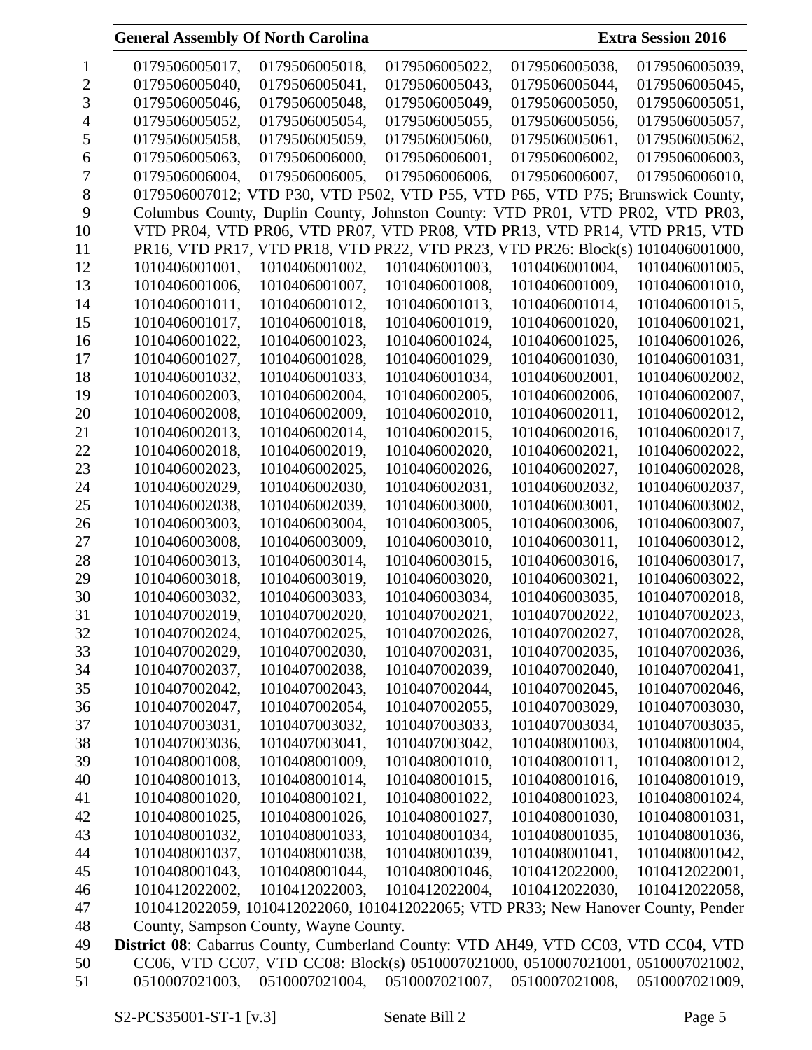0179506005017, 0179506005018, 0179506005022, 0179506005038, 0179506005039, 0179506005040, 0179506005041, 0179506005043, 0179506005044, 0179506005045, 0179506005046, 0179506005048, 0179506005049, 0179506005050, 0179506005051, 0179506005052, 0179506005054, 0179506005055, 0179506005056, 0179506005057, 0179506005058, 0179506005059, 0179506005060, 0179506005061, 0179506005062, 0179506005063, 0179506006000, 0179506006001, 0179506006002, 0179506006003, 0179506006004, 0179506006005, 0179506006006, 0179506006007, 0179506006010, 0179506007012; VTD P30, VTD P502, VTD P55, VTD P65, VTD P75; Brunswick County, Columbus County, Duplin County, Johnston County: VTD PR01, VTD PR02, VTD PR03, VTD PR04, VTD PR06, VTD PR07, VTD PR08, VTD PR13, VTD PR14, VTD PR15, VTD PR16, VTD PR17, VTD PR18, VTD PR22, VTD PR23, VTD PR26: Block(s) 1010406001000, 1010406001001, 1010406001002, 1010406001003, 1010406001004, 1010406001005, 1010406001006, 1010406001007, 1010406001008, 1010406001009, 1010406001010, 1010406001011, 1010406001012, 1010406001013, 1010406001014, 1010406001015, 1010406001017, 1010406001018, 1010406001019, 1010406001020, 1010406001021, 1010406001022, 1010406001023, 1010406001024, 1010406001025, 1010406001026, 1010406001027, 1010406001028, 1010406001029, 1010406001030, 1010406001031, 1010406001032, 1010406001033, 1010406001034, 1010406002001, 1010406002002, 1010406002003, 1010406002004, 1010406002005, 1010406002006, 1010406002007, 1010406002008, 1010406002009, 1010406002010, 1010406002011, 1010406002012, 1010406002013, 1010406002014, 1010406002015, 1010406002016, 1010406002017, 1010406002018, 1010406002019, 1010406002020, 1010406002021, 1010406002022, 1010406002023, 1010406002025, 1010406002026, 1010406002027, 1010406002028, 1010406002029, 1010406002030, 1010406002031, 1010406002032, 1010406002037, 1010406002038, 1010406002039, 1010406003000, 1010406003001, 1010406003002, 1010406003003, 1010406003004, 1010406003005, 1010406003006, 1010406003007, 1010406003008, 1010406003009, 1010406003010, 1010406003011, 1010406003012, 1010406003013, 1010406003014, 1010406003015, 1010406003016, 1010406003017, 1010406003018, 1010406003019, 1010406003020, 1010406003021, 1010406003022, 1010406003032, 1010406003033, 1010406003034, 1010406003035, 1010407002018, 1010407002019, 1010407002020, 1010407002021, 1010407002022, 1010407002023, 1010407002024, 1010407002025, 1010407002026, 1010407002027, 1010407002028, 1010407002029, 1010407002030, 1010407002031, 1010407002035, 1010407002036, 1010407002037, 1010407002038, 1010407002039, 1010407002040, 1010407002041, 1010407002042, 1010407002043, 1010407002044, 1010407002045, 1010407002046, 1010407002047, 1010407002054, 1010407002055, 1010407003029, 1010407003030, 1010407003031, 1010407003032, 1010407003033, 1010407003034, 1010407003035, 1010407003036, 1010407003041, 1010407003042, 1010408001003, 1010408001004, 1010408001008, 1010408001009, 1010408001010, 1010408001011, 1010408001012, 1010408001013, 1010408001014, 1010408001015, 1010408001016, 1010408001019, 1010408001020, 1010408001021, 1010408001022, 1010408001023, 1010408001024, 1010408001025, 1010408001026, 1010408001027, 1010408001030, 1010408001031, 1010408001032, 1010408001033, 1010408001034, 1010408001035, 1010408001036, 1010408001037, 1010408001038, 1010408001039, 1010408001041, 1010408001042, 1010408001043, 1010408001044, 1010408001046, 1010412022000, 1010412022001, 1010412022002, 1010412022003, 1010412022004, 1010412022030, 1010412022058, 1010412022059, 1010412022060, 1010412022065; VTD PR33; New Hanover County, Pender County, Sampson County, Wayne County.

**District 08**: Cabarrus County, Cumberland County: VTD AH49, VTD CC03, VTD CC04, VTD CC06, VTD CC07, VTD CC08: Block(s) 0510007021000, 0510007021001, 0510007021002, 0510007021003, 0510007021004, 0510007021007, 0510007021008, 0510007021009,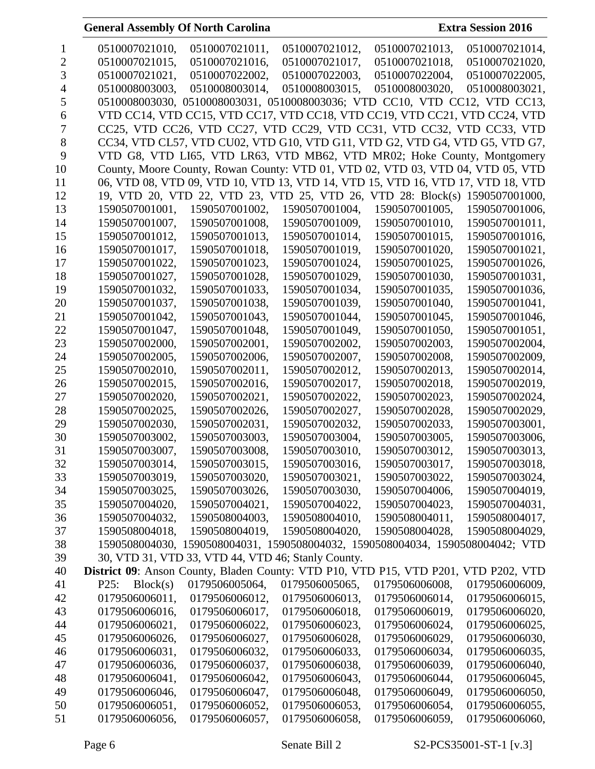0510007021010, 0510007021011, 0510007021012, 0510007021013, 0510007021014, 0510007021015, 0510007021016, 0510007021017, 0510007021018, 0510007021020, 0510007021021, 0510007022002, 0510007022003, 0510007022004, 0510007022005, 0510008003003, 0510008003014, 0510008003015, 0510008003020, 0510008003021, 0510008003030, 0510008003031, 0510008003036; VTD CC10, VTD CC12, VTD CC13, VTD CC14, VTD CC15, VTD CC17, VTD CC18, VTD CC19, VTD CC21, VTD CC24, VTD CC25, VTD CC26, VTD CC27, VTD CC29, VTD CC31, VTD CC32, VTD CC33, VTD CC34, VTD CL57, VTD CU02, VTD G10, VTD G11, VTD G2, VTD G4, VTD G5, VTD G7, VTD G8, VTD LI65, VTD LR63, VTD MB62, VTD MR02; Hoke County, Montgomery County, Moore County, Rowan County: VTD 01, VTD 02, VTD 03, VTD 04, VTD 05, VTD 06, VTD 08, VTD 09, VTD 10, VTD 13, VTD 14, VTD 15, VTD 16, VTD 17, VTD 18, VTD 19, VTD 20, VTD 22, VTD 23, VTD 25, VTD 26, VTD 28: Block(s) 1590507001000, 1590507001001, 1590507001002, 1590507001004, 1590507001005, 1590507001006, 1590507001007, 1590507001008, 1590507001009, 1590507001010, 1590507001011, 1590507001012, 1590507001013, 1590507001014, 1590507001015, 1590507001016, 1590507001017, 1590507001018, 1590507001019, 1590507001020, 1590507001021, 1590507001022, 1590507001023, 1590507001024, 1590507001025, 1590507001026, 1590507001027, 1590507001028, 1590507001029, 1590507001030, 1590507001031, 1590507001032, 1590507001033, 1590507001034, 1590507001035, 1590507001036, 1590507001037, 1590507001038, 1590507001039, 1590507001040, 1590507001041, 1590507001042, 1590507001043, 1590507001044, 1590507001045, 1590507001046, 1590507001047, 1590507001048, 1590507001049, 1590507001050, 1590507001051, 1590507002000, 1590507002001, 1590507002002, 1590507002003, 1590507002004, 1590507002005, 1590507002006, 1590507002007, 1590507002008, 1590507002009, 1590507002010, 1590507002011, 1590507002012, 1590507002013, 1590507002014, 1590507002015, 1590507002016, 1590507002017, 1590507002018, 1590507002019, 1590507002020, 1590507002021, 1590507002022, 1590507002023, 1590507002024, 1590507002025, 1590507002026, 1590507002027, 1590507002028, 1590507002029, 1590507002030, 1590507002031, 1590507002032, 1590507002033, 1590507003001, 1590507003002, 1590507003003, 1590507003004, 1590507003005, 1590507003006, 1590507003007, 1590507003008, 1590507003010, 1590507003012, 1590507003013, 1590507003014, 1590507003015, 1590507003016, 1590507003017, 1590507003018, 1590507003019, 1590507003020, 1590507003021, 1590507003022, 1590507003024, 1590507003025, 1590507003026, 1590507003030, 1590507004006, 1590507004019, 1590507004020, 1590507004021, 1590507004022, 1590507004023, 1590507004031, 1590507004032, 1590508004003, 1590508004010, 1590508004011, 1590508004017, 1590508004018, 1590508004019, 1590508004020, 1590508004028, 1590508004029, 1590508004030, 1590508004031, 1590508004032, 1590508004034, 1590508004042; VTD 30, VTD 31, VTD 33, VTD 44, VTD 46; Stanly County.

**District 09**: Anson County, Bladen County: VTD P10, VTD P15, VTD P201, VTD P202, VTD P25: Block(s) 0179506005064, 0179506005065, 0179506006008, 0179506006009, 0179506006011, 0179506006012, 0179506006013, 0179506006014, 0179506006015, 0179506006016, 0179506006017, 0179506006018, 0179506006019, 0179506006020, 0179506006021, 0179506006022, 0179506006023, 0179506006024, 0179506006025, 0179506006026, 0179506006027, 0179506006028, 0179506006029, 0179506006030, 0179506006031, 0179506006032, 0179506006033, 0179506006034, 0179506006035, 0179506006036, 0179506006037, 0179506006038, 0179506006039, 0179506006040, 0179506006041, 0179506006042, 0179506006043, 0179506006044, 0179506006045, 0179506006046, 0179506006047, 0179506006048, 0179506006049, 0179506006050, 0179506006051, 0179506006052, 0179506006053, 0179506006054, 0179506006055, 0179506006056, 0179506006057, 0179506006058, 0179506006059, 0179506006060,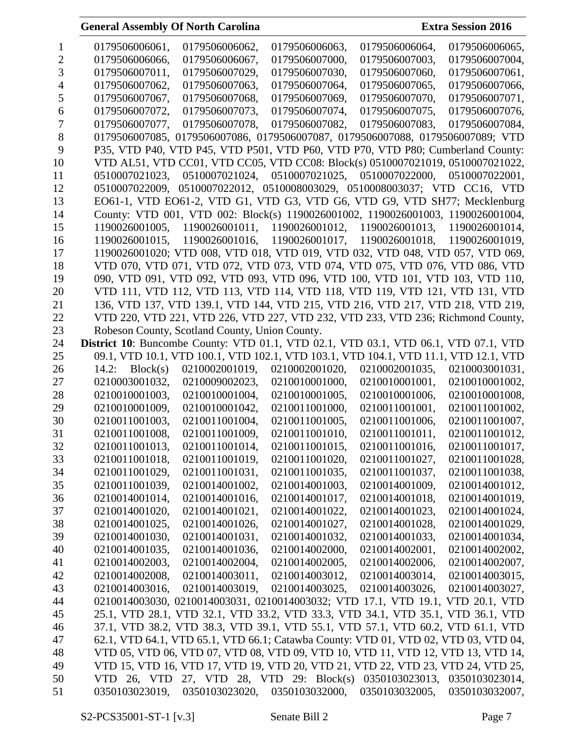0179506006061, 0179506006062, 0179506006063, 0179506006064, 0179506006065, 0179506006066, 0179506006067, 0179506007000, 0179506007003, 0179506007004, 0179506007011, 0179506007029, 0179506007030, 0179506007060, 0179506007061, 0179506007062, 0179506007063, 0179506007064, 0179506007065, 0179506007066, 0179506007067, 0179506007068, 0179506007069, 0179506007070, 0179506007071, 0179506007072, 0179506007073, 0179506007074, 0179506007075, 0179506007076, 0179506007077, 0179506007078, 0179506007082, 0179506007083, 0179506007084, 0179506007085, 0179506007086, 0179506007087, 0179506007088, 0179506007089; VTD P35, VTD P40, VTD P45, VTD P501, VTD P60, VTD P70, VTD P80; Cumberland County: VTD AL51, VTD CC01, VTD CC05, VTD CC08: Block(s) 0510007021019, 0510007021022, 0510007021023, 0510007021024, 0510007021025, 0510007022000, 0510007022001, 0510007022009, 0510007022012, 0510008003029, 0510008003037; VTD CC16, VTD EO61-1, VTD EO61-2, VTD G1, VTD G3, VTD G6, VTD G9, VTD SH77; Mecklenburg County: VTD 001, VTD 002: Block(s) 1190026001002, 1190026001003, 1190026001004, 1190026001005, 1190026001011, 1190026001012, 1190026001013, 1190026001014, 1190026001015, 1190026001016, 1190026001017, 1190026001018, 1190026001019, 1190026001020; VTD 008, VTD 018, VTD 019, VTD 032, VTD 048, VTD 057, VTD 069, VTD 070, VTD 071, VTD 072, VTD 073, VTD 074, VTD 075, VTD 076, VTD 086, VTD 090, VTD 091, VTD 092, VTD 093, VTD 096, VTD 100, VTD 101, VTD 103, VTD 110, VTD 111, VTD 112, VTD 113, VTD 114, VTD 118, VTD 119, VTD 121, VTD 131, VTD 136, VTD 137, VTD 139.1, VTD 144, VTD 215, VTD 216, VTD 217, VTD 218, VTD 219, VTD 220, VTD 221, VTD 226, VTD 227, VTD 232, VTD 233, VTD 236; Richmond County, Robeson County, Scotland County, Union County.

**District 10**: Buncombe County: VTD 01.1, VTD 02.1, VTD 03.1, VTD 06.1, VTD 07.1, VTD 09.1, VTD 10.1, VTD 100.1, VTD 102.1, VTD 103.1, VTD 104.1, VTD 11.1, VTD 12.1, VTD 14.2: Block(s) 0210002001019, 0210002001020, 0210002001035, 0210003001031, 0210003001032, 0210009002023, 0210010001000, 0210010001001, 0210010001002, 0210010001003, 0210010001004, 0210010001005, 0210010001006, 0210010001008, 0210010001009, 0210010001042, 0210011001000, 0210011001001, 0210011001002, 0210011001003, 0210011001004, 0210011001005, 0210011001006, 0210011001007, 0210011001008, 0210011001009, 0210011001010, 0210011001011, 0210011001012, 0210011001013, 0210011001014, 0210011001015, 0210011001016, 0210011001017, 0210011001018, 0210011001019, 0210011001020, 0210011001027, 0210011001028, 0210011001029, 0210011001031, 0210011001035, 0210011001037, 0210011001038, 0210011001039, 0210014001002, 0210014001003, 0210014001009, 0210014001012, 0210014001014, 0210014001016, 0210014001017, 0210014001018, 0210014001019, 0210014001020, 0210014001021, 0210014001022, 0210014001023, 0210014001024, 0210014001025, 0210014001026, 0210014001027, 0210014001028, 0210014001029, 0210014001030, 0210014001031, 0210014001032, 0210014001033, 0210014001034, 0210014001035, 0210014001036, 0210014002000, 0210014002001, 0210014002002, 0210014002003, 0210014002004, 0210014002005, 0210014002006, 0210014002007, 0210014002008, 0210014003011, 0210014003012, 0210014003014, 0210014003015, 0210014003016, 0210014003019, 0210014003025, 0210014003026, 0210014003027, 0210014003030, 0210014003031, 0210014003032; VTD 17.1, VTD 19.1, VTD 20.1, VTD 25.1, VTD 28.1, VTD 32.1, VTD 33.2, VTD 33.3, VTD 34.1, VTD 35.1, VTD 36.1, VTD 37.1, VTD 38.2, VTD 38.3, VTD 39.1, VTD 55.1, VTD 57.1, VTD 60.2, VTD 61.1, VTD 62.1, VTD 64.1, VTD 65.1, VTD 66.1; Catawba County: VTD 01, VTD 02, VTD 03, VTD 04, VTD 05, VTD 06, VTD 07, VTD 08, VTD 09, VTD 10, VTD 11, VTD 12, VTD 13, VTD 14, VTD 15, VTD 16, VTD 17, VTD 19, VTD 20, VTD 21, VTD 22, VTD 23, VTD 24, VTD 25, VTD 26, VTD 27, VTD 28, VTD 29: Block(s) 0350103023013, 0350103023014, 0350103023019, 0350103023020, 0350103032000, 0350103032005, 0350103032007,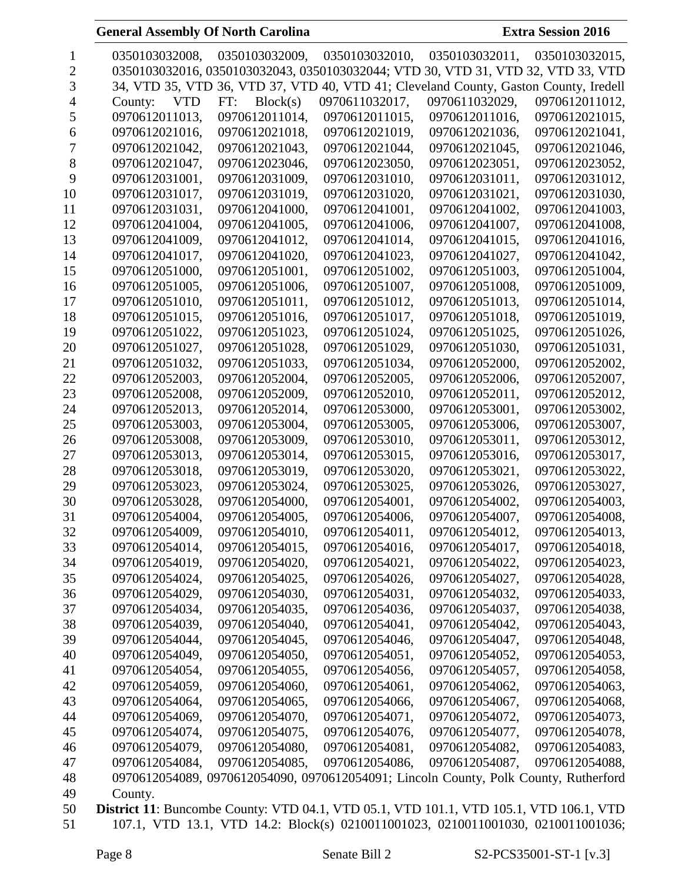0350103032008, 0350103032009, 0350103032010, 0350103032011, 0350103032015, 0350103032016, 0350103032043, 0350103032044; VTD 30, VTD 31, VTD 32, VTD 33, VTD 34, VTD 35, VTD 36, VTD 37, VTD 40, VTD 41; Cleveland County, Gaston County, Iredell County: VTD FT: Block(s) 0970611032017, 0970611032029, 0970612011012, 0970612011013, 0970612011014, 0970612011015, 0970612011016, 0970612021015, 0970612021016, 0970612021018, 0970612021019, 0970612021036, 0970612021041, 0970612021042, 0970612021043, 0970612021044, 0970612021045, 0970612021046, 0970612021047, 0970612023046, 0970612023050, 0970612023051, 0970612023052, 0970612031001, 0970612031009, 0970612031010, 0970612031011, 0970612031012, 0970612031017, 0970612031019, 0970612031020, 0970612031021, 0970612031030, 0970612031031, 0970612041000, 0970612041001, 0970612041002, 0970612041003, 0970612041004, 0970612041005, 0970612041006, 0970612041007, 0970612041008, 0970612041009, 0970612041012, 0970612041014, 0970612041015, 0970612041016, 0970612041017, 0970612041020, 0970612041023, 0970612041027, 0970612041042, 0970612051000, 0970612051001, 0970612051002, 0970612051003, 0970612051004, 0970612051005, 0970612051006, 0970612051007, 0970612051008, 0970612051009, 0970612051010, 0970612051011, 0970612051012, 0970612051013, 0970612051014, 0970612051015, 0970612051016, 0970612051017, 0970612051018, 0970612051019, 0970612051022, 0970612051023, 0970612051024, 0970612051025, 0970612051026, 0970612051027, 0970612051028, 0970612051029, 0970612051030, 0970612051031, 0970612051032, 0970612051033, 0970612051034, 0970612052000, 0970612052002, 0970612052003, 0970612052004, 0970612052005, 0970612052006, 0970612052007, 0970612052008, 0970612052009, 0970612052010, 0970612052011, 0970612052012, 0970612052013, 0970612052014, 0970612053000, 0970612053001, 0970612053002, 0970612053003, 0970612053004, 0970612053005, 0970612053006, 0970612053007, 0970612053008, 0970612053009, 0970612053010, 0970612053011, 0970612053012, 0970612053013, 0970612053014, 0970612053015, 0970612053016, 0970612053017, 0970612053018, 0970612053019, 0970612053020, 0970612053021, 0970612053022, 0970612053023, 0970612053024, 0970612053025, 0970612053026, 0970612053027, 0970612053028, 0970612054000, 0970612054001, 0970612054002, 0970612054003, 0970612054004, 0970612054005, 0970612054006, 0970612054007, 0970612054008, 0970612054009, 0970612054010, 0970612054011, 0970612054012, 0970612054013, 0970612054014, 0970612054015, 0970612054016, 0970612054017, 0970612054018, 0970612054019, 0970612054020, 0970612054021, 0970612054022, 0970612054023, 0970612054024, 0970612054025, 0970612054026, 0970612054027, 0970612054028, 0970612054029, 0970612054030, 0970612054031, 0970612054032, 0970612054033, 0970612054034, 0970612054035, 0970612054036, 0970612054037, 0970612054038, 0970612054039, 0970612054040, 0970612054041, 0970612054042, 0970612054043, 0970612054044, 0970612054045, 0970612054046, 0970612054047, 0970612054048, 0970612054049, 0970612054050, 0970612054051, 0970612054052, 0970612054053, 0970612054054, 0970612054055, 0970612054056, 0970612054057, 0970612054058, 0970612054059, 0970612054060, 0970612054061, 0970612054062, 0970612054063, 0970612054064, 0970612054065, 0970612054066, 0970612054067, 0970612054068, 0970612054069, 0970612054070, 0970612054071, 0970612054072, 0970612054073, 0970612054074, 0970612054075, 0970612054076, 0970612054077, 0970612054078, 0970612054079, 0970612054080, 0970612054081, 0970612054082, 0970612054083, 0970612054084, 0970612054085, 0970612054086, 0970612054087, 0970612054088, 0970612054089, 0970612054090, 0970612054091; Lincoln County, Polk County, Rutherford County.

**District 11**: Buncombe County: VTD 04.1, VTD 05.1, VTD 101.1, VTD 105.1, VTD 106.1, VTD 107.1, VTD 13.1, VTD 14.2: Block(s) 0210011001023, 0210011001030, 0210011001036;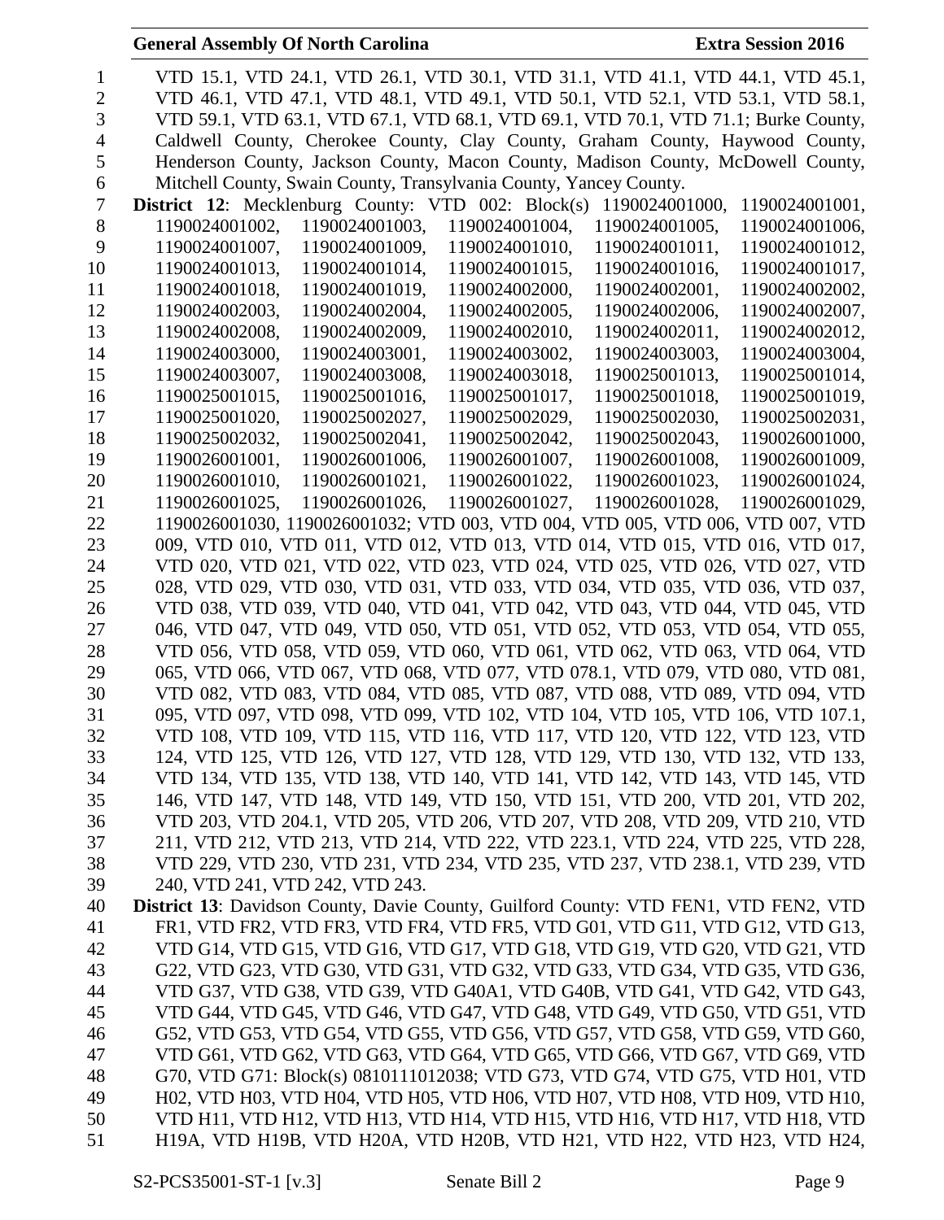VTD 15.1, VTD 24.1, VTD 26.1, VTD 30.1, VTD 31.1, VTD 41.1, VTD 44.1, VTD 45.1, VTD 46.1, VTD 47.1, VTD 48.1, VTD 49.1, VTD 50.1, VTD 52.1, VTD 53.1, VTD 58.1, VTD 59.1, VTD 63.1, VTD 67.1, VTD 68.1, VTD 69.1, VTD 70.1, VTD 71.1; Burke County, Caldwell County, Cherokee County, Clay County, Graham County, Haywood County, Henderson County, Jackson County, Macon County, Madison County, McDowell County, Mitchell County, Swain County, Transylvania County, Yancey County.

**District 12**: Mecklenburg County: VTD 002: Block(s) 1190024001000, 1190024001001, 1190024001002, 1190024001003, 1190024001004, 1190024001005, 1190024001006, 1190024001007, 1190024001009, 1190024001010, 1190024001011, 1190024001012, 1190024001013, 1190024001014, 1190024001015, 1190024001016, 1190024001017, 1190024001018, 1190024001019, 1190024002000, 1190024002001, 1190024002002, 1190024002003, 1190024002004, 1190024002005, 1190024002006, 1190024002007, 1190024002008, 1190024002009, 1190024002010, 1190024002011, 1190024002012, 1190024003000, 1190024003001, 1190024003002, 1190024003003, 1190024003004, 1190024003007, 1190024003008, 1190024003018, 1190025001013, 1190025001014, 1190025001015, 1190025001016, 1190025001017, 1190025001018, 1190025001019, 1190025001020, 1190025002027, 1190025002029, 1190025002030, 1190025002031, 1190025002032, 1190025002041, 1190025002042, 1190025002043, 1190026001000, 1190026001001, 1190026001006, 1190026001007, 1190026001008, 1190026001009, 1190026001010, 1190026001021, 1190026001022, 1190026001023, 1190026001024, 1190026001025, 1190026001026, 1190026001027, 1190026001028, 1190026001029, 1190026001030, 1190026001032; VTD 003, VTD 004, VTD 005, VTD 006, VTD 007, VTD 009, VTD 010, VTD 011, VTD 012, VTD 013, VTD 014, VTD 015, VTD 016, VTD 017, VTD 020, VTD 021, VTD 022, VTD 023, VTD 024, VTD 025, VTD 026, VTD 027, VTD 028, VTD 029, VTD 030, VTD 031, VTD 033, VTD 034, VTD 035, VTD 036, VTD 037, VTD 038, VTD 039, VTD 040, VTD 041, VTD 042, VTD 043, VTD 044, VTD 045, VTD 046, VTD 047, VTD 049, VTD 050, VTD 051, VTD 052, VTD 053, VTD 054, VTD 055, VTD 056, VTD 058, VTD 059, VTD 060, VTD 061, VTD 062, VTD 063, VTD 064, VTD 065, VTD 066, VTD 067, VTD 068, VTD 077, VTD 078.1, VTD 079, VTD 080, VTD 081, VTD 082, VTD 083, VTD 084, VTD 085, VTD 087, VTD 088, VTD 089, VTD 094, VTD 095, VTD 097, VTD 098, VTD 099, VTD 102, VTD 104, VTD 105, VTD 106, VTD 107.1, VTD 108, VTD 109, VTD 115, VTD 116, VTD 117, VTD 120, VTD 122, VTD 123, VTD 124, VTD 125, VTD 126, VTD 127, VTD 128, VTD 129, VTD 130, VTD 132, VTD 133, VTD 134, VTD 135, VTD 138, VTD 140, VTD 141, VTD 142, VTD 143, VTD 145, VTD 146, VTD 147, VTD 148, VTD 149, VTD 150, VTD 151, VTD 200, VTD 201, VTD 202, VTD 203, VTD 204.1, VTD 205, VTD 206, VTD 207, VTD 208, VTD 209, VTD 210, VTD 211, VTD 212, VTD 213, VTD 214, VTD 222, VTD 223.1, VTD 224, VTD 225, VTD 228, VTD 229, VTD 230, VTD 231, VTD 234, VTD 235, VTD 237, VTD 238.1, VTD 239, VTD 240, VTD 241, VTD 242, VTD 243.

**District 13**: Davidson County, Davie County, Guilford County: VTD FEN1, VTD FEN2, VTD FR1, VTD FR2, VTD FR3, VTD FR4, VTD FR5, VTD G01, VTD G11, VTD G12, VTD G13, VTD G14, VTD G15, VTD G16, VTD G17, VTD G18, VTD G19, VTD G20, VTD G21, VTD G22, VTD G23, VTD G30, VTD G31, VTD G32, VTD G33, VTD G34, VTD G35, VTD G36, VTD G37, VTD G38, VTD G39, VTD G40A1, VTD G40B, VTD G41, VTD G42, VTD G43, VTD G44, VTD G45, VTD G46, VTD G47, VTD G48, VTD G49, VTD G50, VTD G51, VTD G52, VTD G53, VTD G54, VTD G55, VTD G56, VTD G57, VTD G58, VTD G59, VTD G60, VTD G61, VTD G62, VTD G63, VTD G64, VTD G65, VTD G66, VTD G67, VTD G69, VTD G70, VTD G71: Block(s) 0810111012038; VTD G73, VTD G74, VTD G75, VTD H01, VTD H02, VTD H03, VTD H04, VTD H05, VTD H06, VTD H07, VTD H08, VTD H09, VTD H10, VTD H11, VTD H12, VTD H13, VTD H14, VTD H15, VTD H16, VTD H17, VTD H18, VTD H19A, VTD H19B, VTD H20A, VTD H20B, VTD H21, VTD H22, VTD H23, VTD H24,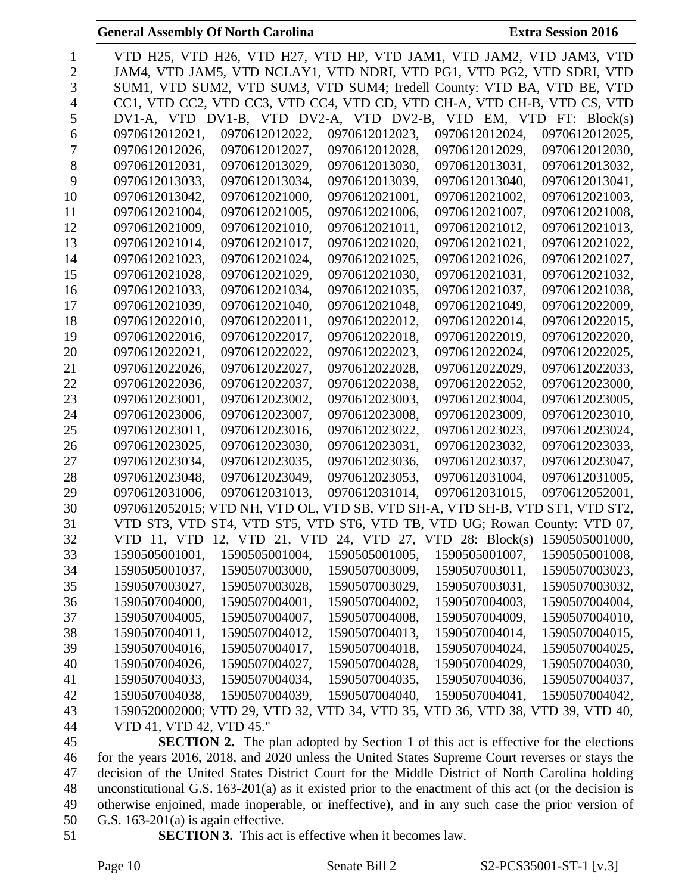VTD H25, VTD H26, VTD H27, VTD HP, VTD JAM1, VTD JAM2, VTD JAM3, VTD JAM4, VTD JAM5, VTD NCLAY1, VTD NDRI, VTD PG1, VTD PG2, VTD SDRI, VTD SUM1, VTD SUM2, VTD SUM3, VTD SUM4; Iredell County: VTD BA, VTD BE, VTD CC1, VTD CC2, VTD CC3, VTD CC4, VTD CD, VTD CH-A, VTD CH-B, VTD CS, VTD DV1-A, VTD DV1-B, VTD DV2-A, VTD DV2-B, VTD EM, VTD FT: Block(s) 0970612012021, 0970612012022, 0970612012023, 0970612012024, 0970612012025, 0970612012026, 0970612012027, 0970612012028, 0970612012029, 0970612012030, 0970612012031, 0970612013029, 0970612013030, 0970612013031, 0970612013032, 0970612013033, 0970612013034, 0970612013039, 0970612013040, 0970612013041, 0970612013042, 0970612021000, 0970612021001, 0970612021002, 0970612021003, 0970612021004, 0970612021005, 0970612021006, 0970612021007, 0970612021008, 0970612021009, 0970612021010, 0970612021011, 0970612021012, 0970612021013, 0970612021014, 0970612021017, 0970612021020, 0970612021021, 0970612021022, 0970612021023, 0970612021024, 0970612021025, 0970612021026, 0970612021027, 0970612021028, 0970612021029, 0970612021030, 0970612021031, 0970612021032, 0970612021033, 0970612021034, 0970612021035, 0970612021037, 0970612021038, 0970612021039, 0970612021040, 0970612021048, 0970612021049, 0970612022009, 0970612022010, 0970612022011, 0970612022012, 0970612022014, 0970612022015, 0970612022016, 0970612022017, 0970612022018, 0970612022019, 0970612022020, 0970612022021, 0970612022022, 0970612022023, 0970612022024, 0970612022025, 0970612022026, 0970612022027, 0970612022028, 0970612022029, 0970612022033, 0970612022036, 0970612022037, 0970612022038, 0970612022052, 0970612023000, 0970612023001, 0970612023002, 0970612023003, 0970612023004, 0970612023005, 0970612023006, 0970612023007, 0970612023008, 0970612023009, 0970612023010, 0970612023011, 0970612023016, 0970612023022, 0970612023023, 0970612023024, 0970612023025, 0970612023030, 0970612023031, 0970612023032, 0970612023033, 0970612023034, 0970612023035, 0970612023036, 0970612023037, 0970612023047, 0970612023048, 0970612023049, 0970612023053, 0970612031004, 0970612031005, 0970612031006, 0970612031013, 0970612031014, 0970612031015, 0970612052001, 0970612052015; VTD NH, VTD OL, VTD SB, VTD SH-A, VTD SH-B, VTD ST1, VTD ST2, VTD ST3, VTD ST4, VTD ST5, VTD ST6, VTD TB, VTD UG; Rowan County: VTD 07, VTD 11, VTD 12, VTD 21, VTD 24, VTD 27, VTD 28: Block(s) 1590505001000, 1590505001001, 1590505001005, 1590505001007, 1590505001008, 1590505001037, 1590507003000, 1590507003009, 1590507003011, 1590507003023, 1590507003027, 1590507003028, 1590507003029, 1590507003031, 1590507003032, 1590507004000, 1590507004001, 1590507004002, 1590507004003, 1590507004004, 1590507004005, 1590507004007, 1590507004008, 1590507004009, 1590507004010, 1590507004011, 1590507004012, 1590507004013, 1590507004014, 1590507004015, 1590507004016, 1590507004017, 1590507004018, 1590507004024, 1590507004025, 1590507004026, 1590507004027, 1590507004028, 1590507004029, 1590507004030, 1590507004033, 1590507004034, 1590507004035, 1590507004036, 1590507004037, 1590507004038, 1590507004039, 1590507004040, 1590507004041, 1590507004042, 1590520002000; VTD 29, VTD 32, VTD 34, VTD 35, VTD 36, VTD 38, VTD 39, VTD 40, VTD 41, VTD 42, VTD 45."

**SECTION 2.** The plan adopted by Section 1 of this act is effective for the elections for the years 2016, 2018, and 2020 unless the United States Supreme Court reverses or stays the decision of the United States District Court for the Middle District of North Carolina holding unconstitutional G.S. 163-201(a) as it existed prior to the enactment of this act (or the decision is otherwise enjoined, made inoperable, or ineffective), and in any such case the prior version of G.S. 163-201(a) is again effective.

**SECTION 3.** This act is effective when it becomes law.